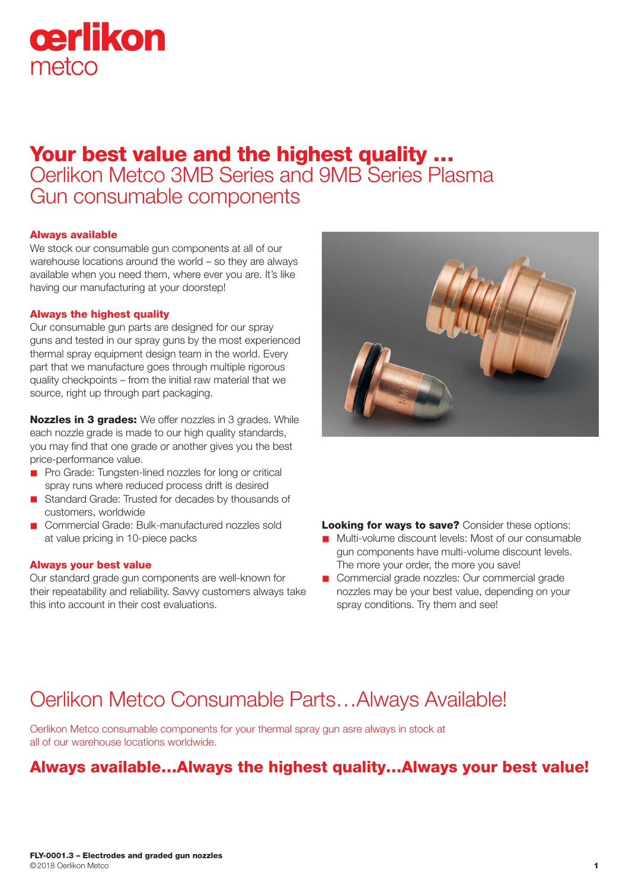oerlikon
metco

# Your best value and the highest quality …
## Oerlikon Metco 3MB Series and 9MB Series Plasma Gun consumable components

**Always available**
We stock our consumable gun components at all of our warehouse locations around the world – so they are always available when you need them, where ever you are. It's like having our manufacturing at your doorstep!

**Always the highest quality**
Our consumable gun parts are designed for our spray guns and tested in our spray guns by the most experienced thermal spray equipment design team in the world. Every part that we manufacture goes through multiple rigorous quality checkpoints – from the initial raw material that we source, right up through part packaging.

**Nozzles in 3 grades:** We offer nozzles in 3 grades. While each nozzle grade is made to our high quality standards, you may find that one grade or another gives you the best price-performance value.

- Pro Grade: Tungsten-lined nozzles for long or critical spray runs where reduced process drift is desired
- Standard Grade: Trusted for decades by thousands of customers, worldwide
- Commercial Grade: Bulk-manufactured nozzles sold at value pricing in 10-piece packs

**Always your best value**
Our standard grade gun components are well-known for their repeatability and reliability. Savvy customers always take this into account in their cost evaluations.

**Looking for ways to save?** Consider these options:

- Multi-volume discount levels: Most of our consumable gun components have multi-volume discount levels. The more your order, the more you save!
- Commercial grade nozzles: Our commercial grade nozzles may be your best value, depending on your spray conditions. Try them and see!

## Oerlikon Metco Consumable Parts…Always Available!

Oerlikon Metco consumable components for your thermal spray gun asre always in stock at all of our warehouse locations worldwide.

**Always available…Always the highest quality…Always your best value!**

**FLY-0001.3 – Electrodes and graded gun nozzles**
©2018 Oerlikon Metco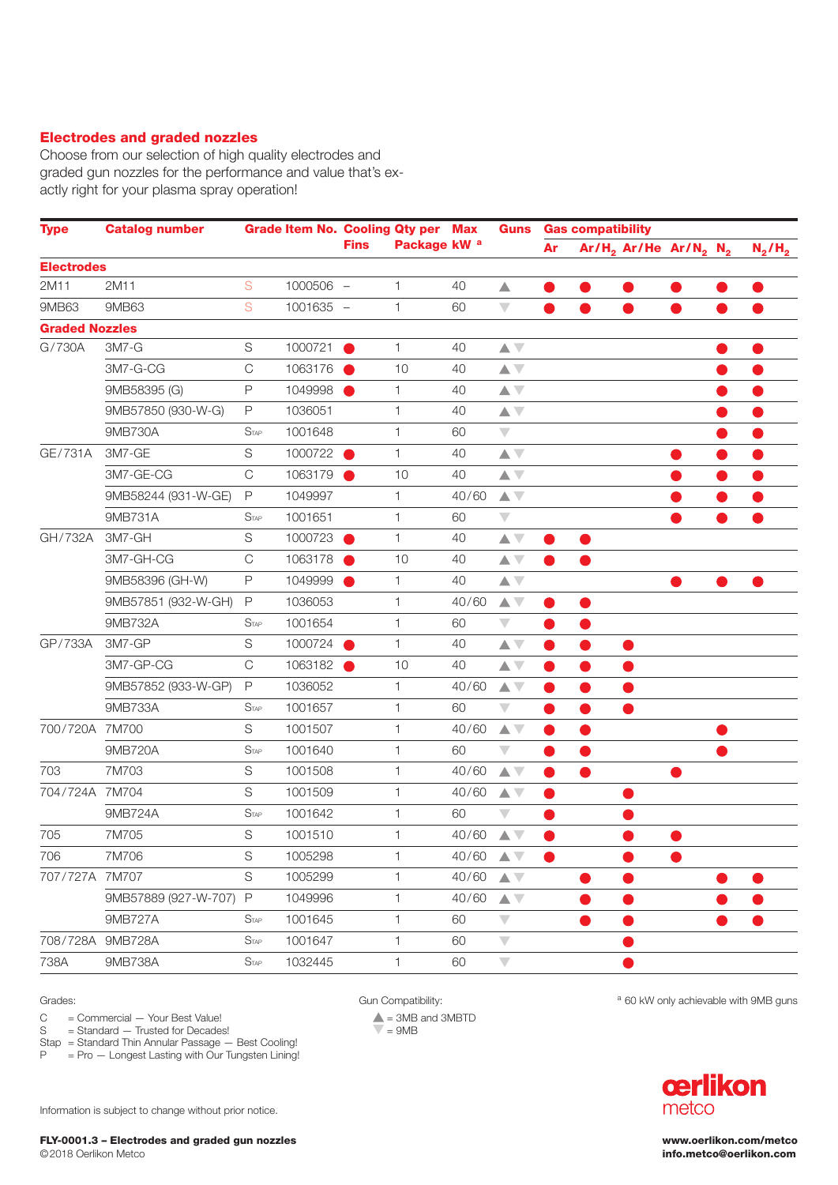## Electrodes and graded nozzles

Choose from our selection of high quality electrodes and graded gun nozzles for the performance and value that's exactly right for your plasma spray operation!

| Type | Catalog number | Grade | Item No. | Cooling Fins | Qty per Package | Max kW [a] | Guns | Gas compatibility | | | | | |
|---|---|---|---|---|---|---|---|---|---|---|---|---|---|
| | | | | | | | | Ar | $Ar/H_2$ | Ar/He | $Ar/N_2$ | $N_2$ | $N_2/H_2$ |
| **Electrodes** | | | | | | | | | | | | | |
| 2M11 | 2M11 | S | 1000506 | – | 1 | 40 | ▲ | ● | ● | ● | ● | ● | ● |
| 9MB63 | 9MB63 | S | 1001635 | – | 1 | 60 | ▼ | ● | ● | ● | ● | ● | ● |
| **Graded Nozzles** | | | | | | | | | | | | | |
| G/730A | 3M7-G | S | 1000721 | ● | 1 | 40 | ▲ ▼ | | | | | ● | ● |
| | 3M7-G-CG | C | 1063176 | ● | 10 | 40 | ▲ ▼ | | | | | ● | ● |
| | 9MB58395 (G) | P | 1049998 | ● | 1 | 40 | ▲ ▼ | | | | | ● | ● |
| | 9MB57850 (930-W-G) | P | 1036051 | | 1 | 40 | ▲ ▼ | | | | | ● | ● |
| | 9MB730A | Stap | 1001648 | | 1 | 60 | ▼ | | | | | ● | ● |
| GE/731A | 3M7-GE | S | 1000722 | ● | 1 | 40 | ▲ ▼ | | | | ● | ● | ● |
| | 3M7-GE-CG | C | 1063179 | ● | 10 | 40 | ▲ ▼ | | | | ● | ● | ● |
| | 9MB58244 (931-W-GE) | P | 1049997 | | 1 | 40/60 | ▲ ▼ | | | | ● | ● | ● |
| | 9MB731A | Stap | 1001651 | | 1 | 60 | ▼ | | | | ● | ● | ● |
| GH/732A | 3M7-GH | S | 1000723 | ● | 1 | 40 | ▲ ▼ | ● | ● | | | | |
| | 3M7-GH-CG | C | 1063178 | ● | 10 | 40 | ▲ ▼ | ● | ● | | | | |
| | 9MB58396 (GH-W) | P | 1049999 | ● | 1 | 40 | ▲ ▼ | | | | ● | ● | ● |
| | 9MB57851 (932-W-GH) | P | 1036053 | | 1 | 40/60 | ▲ ▼ | ● | ● | | | | |
| | 9MB732A | Stap | 1001654 | | 1 | 60 | ▼ | ● | ● | | | | |
| GP/733A | 3M7-GP | S | 1000724 | ● | 1 | 40 | ▲ ▼ | ● | ● | ● | | | |
| | 3M7-GP-CG | C | 1063182 | ● | 10 | 40 | ▲ ▼ | ● | ● | ● | | | |
| | 9MB57852 (933-W-GP) | P | 1036052 | | 1 | 40/60 | ▲ ▼ | ● | ● | ● | | | |
| | 9MB733A | Stap | 1001657 | | 1 | 60 | ▼ | ● | ● | ● | | | |
| 700/720A | 7M700 | S | 1001507 | | 1 | 40/60 | ▲ ▼ | ● | ● | | | ● | |
| | 9MB720A | Stap | 1001640 | | 1 | 60 | ▼ | ● | ● | | | ● | |
| 703 | 7M703 | S | 1001508 | | 1 | 40/60 | ▲ ▼ | ● | ● | | ● | | |
| 704/724A | 7M704 | S | 1001509 | | 1 | 40/60 | ▲ ▼ | ● | | ● | | | |
| | 9MB724A | Stap | 1001642 | | 1 | 60 | ▼ | ● | | ● | | | |
| 705 | 7M705 | S | 1001510 | | 1 | 40/60 | ▲ ▼ | ● | | ● | ● | | |
| 706 | 7M706 | S | 1005298 | | 1 | 40/60 | ▲ ▼ | ● | | ● | ● | | |
| 707/727A | 7M707 | S | 1005299 | | 1 | 40/60 | ▲ ▼ | | ● | ● | | ● | ● |
| | 9MB57889 (927-W-707) | P | 1049996 | | 1 | 40/60 | ▲ ▼ | | ● | ● | | ● | ● |
| | 9MB727A | Stap | 1001645 | | 1 | 60 | ▼ | | ● | ● | | ● | ● |
| 708/728A | 9MB728A | Stap | 1001647 | | 1 | 60 | ▼ | | | ● | | | |
| 738A | 9MB738A | Stap | 1032445 | | 1 | 60 | ▼ | | | ● | | | |

Grades:

C = Commercial — Your Best Value!
S = Standard — Trusted for Decades!
Stap = Standard Thin Annular Passage — Best Cooling!
P = Pro — Longest Lasting with Our Tungsten Lining!

Gun Compatibility:

▲ = 3MB and 3MBTD
▼ = 9MB

[a] 60 kW only achievable with 9MB guns

Information is subject to change without prior notice.

**FLY-0001.3 – Electrodes and graded gun nozzles**
©2018 Oerlikon Metco

oerlikon metco

**www.oerlikon.com/metco**
**info.metco@oerlikon.com**